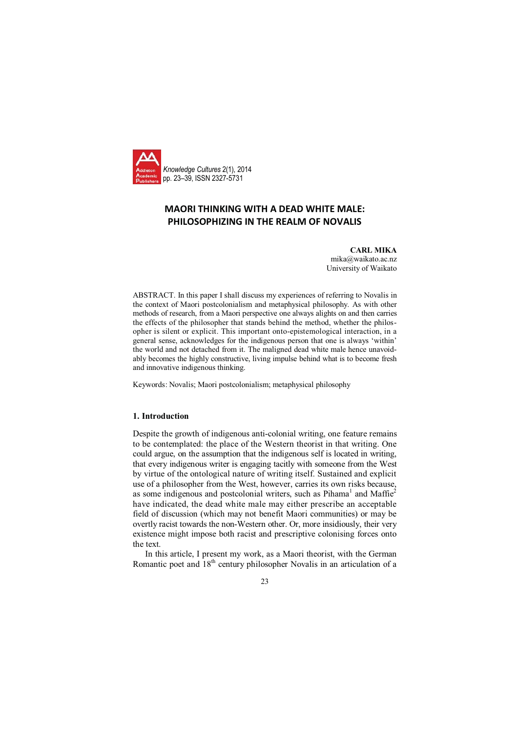Knowledge Cultures 2(1), 2014
pp. 23–39, ISSN 2327-5731

# MAORI THINKING WITH A DEAD WHITE MALE: PHILOSOPHIZING IN THE REALM OF NOVALIS

**CARL MIKA**
mika@waikato.ac.nz
University of Waikato

ABSTRACT. In this paper I shall discuss my experiences of referring to Novalis in the context of Maori postcolonialism and metaphysical philosophy. As with other methods of research, from a Maori perspective one always alights on and then carries the effects of the philosopher that stands behind the method, whether the philosopher is silent or explicit. This important onto-epistemological interaction, in a general sense, acknowledges for the indigenous person that one is always 'within' the world and not detached from it. The maligned dead white male hence unavoidably becomes the highly constructive, living impulse behind what is to become fresh and innovative indigenous thinking.

Keywords: Novalis; Maori postcolonialism; metaphysical philosophy

## 1. Introduction

Despite the growth of indigenous anti-colonial writing, one feature remains to be contemplated: the place of the Western theorist in that writing. One could argue, on the assumption that the indigenous self is located in writing, that every indigenous writer is engaging tacitly with someone from the West by virtue of the ontological nature of writing itself. Sustained and explicit use of a philosopher from the West, however, carries its own risks because, as some indigenous and postcolonial writers, such as Pihama[1] and Maffie[2] have indicated, the dead white male may either prescribe an acceptable field of discussion (which may not benefit Maori communities) or may be overtly racist towards the non-Western other. Or, more insidiously, their very existence might impose both racist and prescriptive colonising forces onto the text.

In this article, I present my work, as a Maori theorist, with the German Romantic poet and 18th century philosopher Novalis in an articulation of a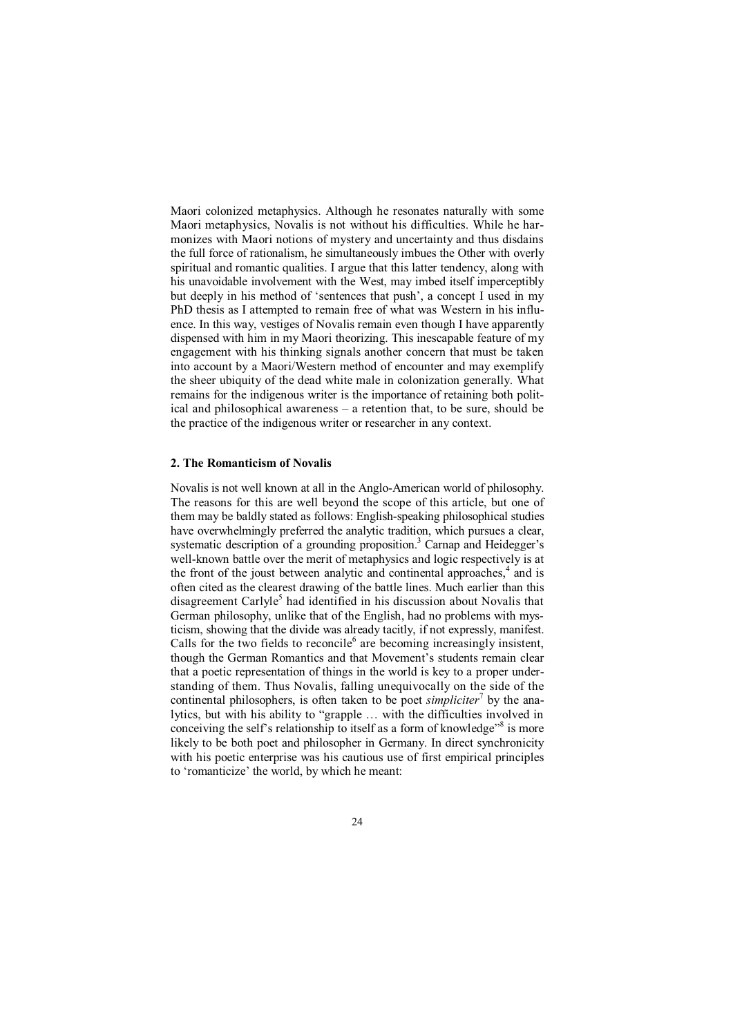Maori colonized metaphysics. Although he resonates naturally with some Maori metaphysics, Novalis is not without his difficulties. While he harmonizes with Maori notions of mystery and uncertainty and thus disdains the full force of rationalism, he simultaneously imbues the Other with overly spiritual and romantic qualities. I argue that this latter tendency, along with his unavoidable involvement with the West, may imbed itself imperceptibly but deeply in his method of 'sentences that push', a concept I used in my PhD thesis as I attempted to remain free of what was Western in his influence. In this way, vestiges of Novalis remain even though I have apparently dispensed with him in my Maori theorizing. This inescapable feature of my engagement with his thinking signals another concern that must be taken into account by a Maori/Western method of encounter and may exemplify the sheer ubiquity of the dead white male in colonization generally. What remains for the indigenous writer is the importance of retaining both political and philosophical awareness – a retention that, to be sure, should be the practice of the indigenous writer or researcher in any context.

## 2. The Romanticism of Novalis

Novalis is not well known at all in the Anglo-American world of philosophy. The reasons for this are well beyond the scope of this article, but one of them may be baldly stated as follows: English-speaking philosophical studies have overwhelmingly preferred the analytic tradition, which pursues a clear, systematic description of a grounding proposition.[3] Carnap and Heidegger's well-known battle over the merit of metaphysics and logic respectively is at the front of the joust between analytic and continental approaches,[4] and is often cited as the clearest drawing of the battle lines. Much earlier than this disagreement Carlyle[5] had identified in his discussion about Novalis that German philosophy, unlike that of the English, had no problems with mysticism, showing that the divide was already tacitly, if not expressly, manifest. Calls for the two fields to reconcile[6] are becoming increasingly insistent, though the German Romantics and that Movement's students remain clear that a poetic representation of things in the world is key to a proper understanding of them. Thus Novalis, falling unequivocally on the side of the continental philosophers, is often taken to be poet *simpliciter*[7] by the analytics, but with his ability to "grapple … with the difficulties involved in conceiving the self's relationship to itself as a form of knowledge"[8] is more likely to be both poet and philosopher in Germany. In direct synchronicity with his poetic enterprise was his cautious use of first empirical principles to 'romanticize' the world, by which he meant: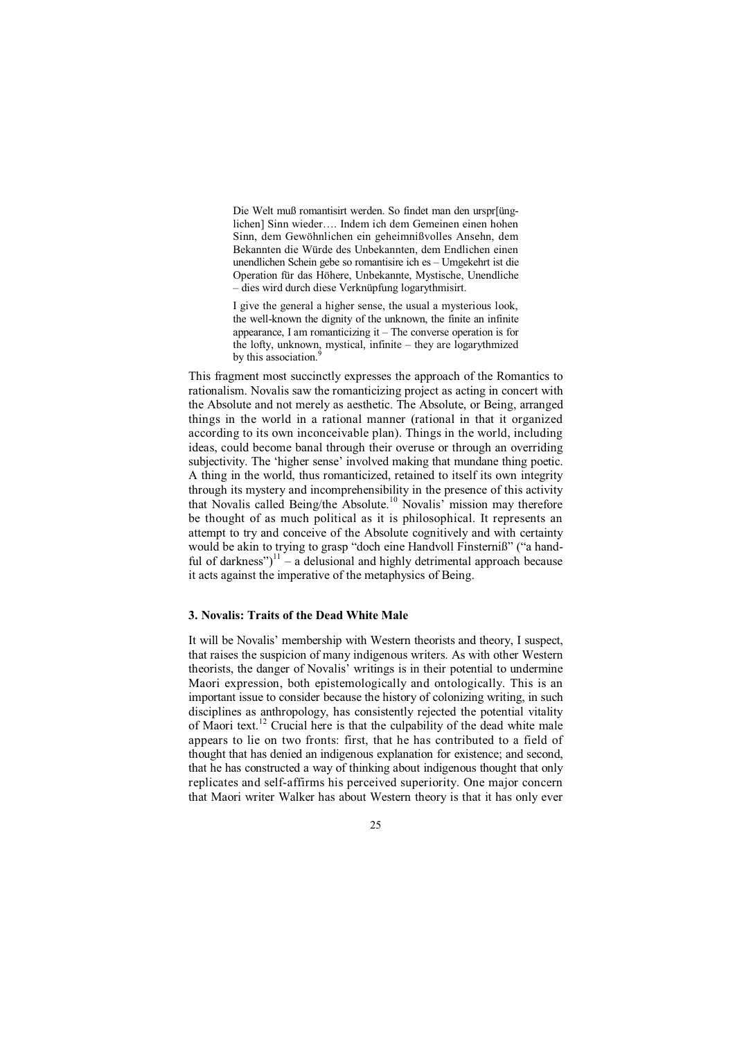> Die Welt muß romantisirt werden. So findet man den urspr[ünglichen] Sinn wieder…. Indem ich dem Gemeinen einen hohen Sinn, dem Gewöhnlichen ein geheimnißvolles Ansehn, dem Bekannten die Würde des Unbekannten, dem Endlichen einen unendlichen Schein gebe so romantisire ich es – Umgekehrt ist die Operation für das Höhere, Unbekannte, Mystische, Unendliche – dies wird durch diese Verknüpfung logarythmisirt.
>
> I give the general a higher sense, the usual a mysterious look, the well-known the dignity of the unknown, the finite an infinite appearance, I am romanticizing it – The converse operation is for the lofty, unknown, mystical, infinite – they are logarythmized by this association.[9]

This fragment most succinctly expresses the approach of the Romantics to rationalism. Novalis saw the romanticizing project as acting in concert with the Absolute and not merely as aesthetic. The Absolute, or Being, arranged things in the world in a rational manner (rational in that it organized according to its own inconceivable plan). Things in the world, including ideas, could become banal through their overuse or through an overriding subjectivity. The 'higher sense' involved making that mundane thing poetic. A thing in the world, thus romanticized, retained to itself its own integrity through its mystery and incomprehensibility in the presence of this activity that Novalis called Being/the Absolute.[10] Novalis' mission may therefore be thought of as much political as it is philosophical. It represents an attempt to try and conceive of the Absolute cognitively and with certainty would be akin to trying to grasp "doch eine Handvoll Finsterniß" ("a handful of darkness")[11] – a delusional and highly detrimental approach because it acts against the imperative of the metaphysics of Being.

### 3. Novalis: Traits of the Dead White Male

It will be Novalis' membership with Western theorists and theory, I suspect, that raises the suspicion of many indigenous writers. As with other Western theorists, the danger of Novalis' writings is in their potential to undermine Maori expression, both epistemologically and ontologically. This is an important issue to consider because the history of colonizing writing, in such disciplines as anthropology, has consistently rejected the potential vitality of Maori text.[12] Crucial here is that the culpability of the dead white male appears to lie on two fronts: first, that he has contributed to a field of thought that has denied an indigenous explanation for existence; and second, that he has constructed a way of thinking about indigenous thought that only replicates and self-affirms his perceived superiority. One major concern that Maori writer Walker has about Western theory is that it has only ever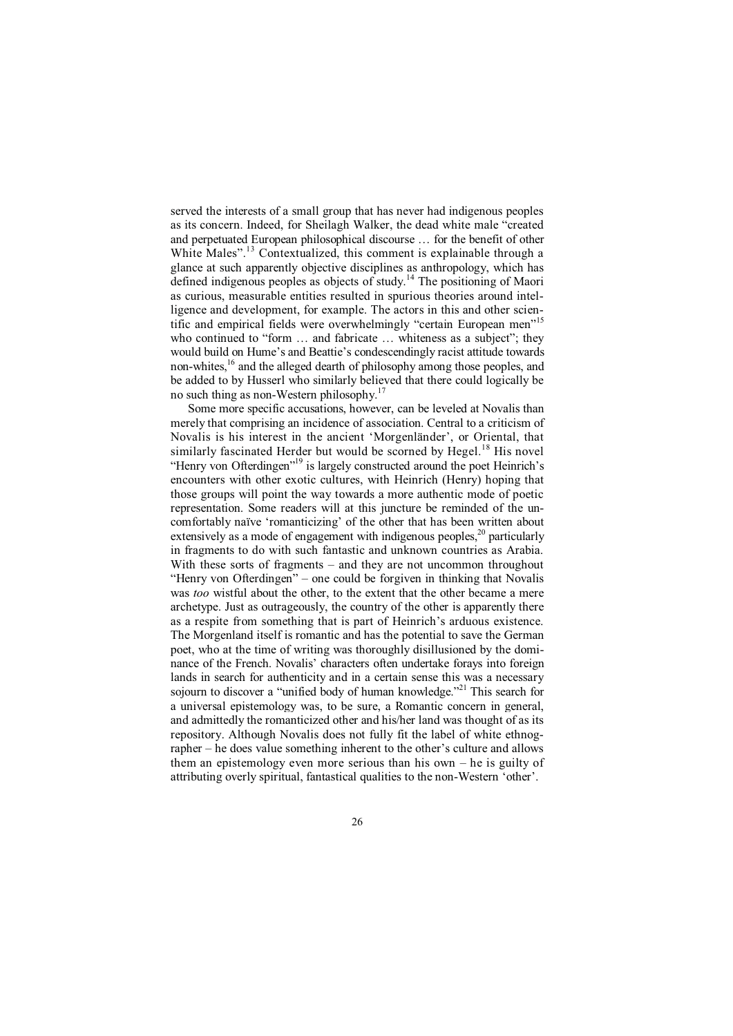served the interests of a small group that has never had indigenous peoples as its concern. Indeed, for Sheilagh Walker, the dead white male "created and perpetuated European philosophical discourse … for the benefit of other White Males".[13] Contextualized, this comment is explainable through a glance at such apparently objective disciplines as anthropology, which has defined indigenous peoples as objects of study.[14] The positioning of Maori as curious, measurable entities resulted in spurious theories around intelligence and development, for example. The actors in this and other scientific and empirical fields were overwhelmingly "certain European men"[15] who continued to "form … and fabricate … whiteness as a subject"; they would build on Hume's and Beattie's condescendingly racist attitude towards non-whites,[16] and the alleged dearth of philosophy among those peoples, and be added to by Husserl who similarly believed that there could logically be no such thing as non-Western philosophy.[17]

Some more specific accusations, however, can be leveled at Novalis than merely that comprising an incidence of association. Central to a criticism of Novalis is his interest in the ancient 'Morgenländer', or Oriental, that similarly fascinated Herder but would be scorned by Hegel.[18] His novel "Henry von Ofterdingen"[19] is largely constructed around the poet Heinrich's encounters with other exotic cultures, with Heinrich (Henry) hoping that those groups will point the way towards a more authentic mode of poetic representation. Some readers will at this juncture be reminded of the uncomfortably naïve 'romanticizing' of the other that has been written about extensively as a mode of engagement with indigenous peoples,[20] particularly in fragments to do with such fantastic and unknown countries as Arabia. With these sorts of fragments – and they are not uncommon throughout "Henry von Ofterdingen" – one could be forgiven in thinking that Novalis was *too* wistful about the other, to the extent that the other became a mere archetype. Just as outrageously, the country of the other is apparently there as a respite from something that is part of Heinrich's arduous existence. The Morgenland itself is romantic and has the potential to save the German poet, who at the time of writing was thoroughly disillusioned by the dominance of the French. Novalis' characters often undertake forays into foreign lands in search for authenticity and in a certain sense this was a necessary sojourn to discover a "unified body of human knowledge."[21] This search for a universal epistemology was, to be sure, a Romantic concern in general, and admittedly the romanticized other and his/her land was thought of as its repository. Although Novalis does not fully fit the label of white ethnographer – he does value something inherent to the other's culture and allows them an epistemology even more serious than his own – he is guilty of attributing overly spiritual, fantastical qualities to the non-Western 'other'.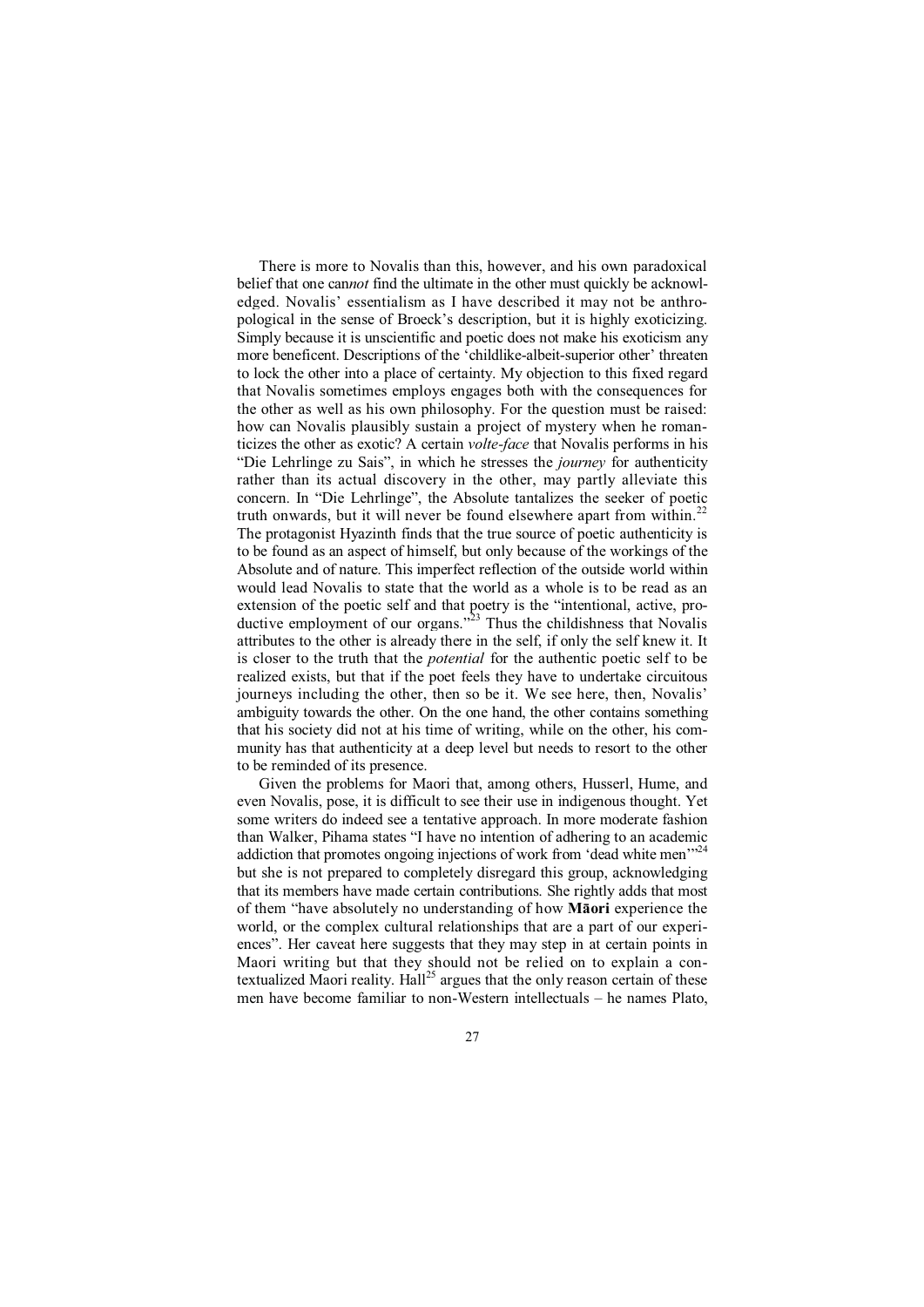There is more to Novalis than this, however, and his own paradoxical belief that one can*not* find the ultimate in the other must quickly be acknowledged. Novalis' essentialism as I have described it may not be anthropological in the sense of Broeck's description, but it is highly exoticizing. Simply because it is unscientific and poetic does not make his exoticism any more beneficent. Descriptions of the 'childlike-albeit-superior other' threaten to lock the other into a place of certainty. My objection to this fixed regard that Novalis sometimes employs engages both with the consequences for the other as well as his own philosophy. For the question must be raised: how can Novalis plausibly sustain a project of mystery when he romanticizes the other as exotic? A certain *volte-face* that Novalis performs in his "Die Lehrlinge zu Sais", in which he stresses the *journey* for authenticity rather than its actual discovery in the other, may partly alleviate this concern. In "Die Lehrlinge", the Absolute tantalizes the seeker of poetic truth onwards, but it will never be found elsewhere apart from within.[22] The protagonist Hyazinth finds that the true source of poetic authenticity is to be found as an aspect of himself, but only because of the workings of the Absolute and of nature. This imperfect reflection of the outside world within would lead Novalis to state that the world as a whole is to be read as an extension of the poetic self and that poetry is the "intentional, active, productive employment of our organs."[23] Thus the childishness that Novalis attributes to the other is already there in the self, if only the self knew it. It is closer to the truth that the *potential* for the authentic poetic self to be realized exists, but that if the poet feels they have to undertake circuitous journeys including the other, then so be it. We see here, then, Novalis' ambiguity towards the other. On the one hand, the other contains something that his society did not at his time of writing, while on the other, his community has that authenticity at a deep level but needs to resort to the other to be reminded of its presence.

Given the problems for Maori that, among others, Husserl, Hume, and even Novalis, pose, it is difficult to see their use in indigenous thought. Yet some writers do indeed see a tentative approach. In more moderate fashion than Walker, Pihama states "I have no intention of adhering to an academic addiction that promotes ongoing injections of work from 'dead white men'"[24] but she is not prepared to completely disregard this group, acknowledging that its members have made certain contributions. She rightly adds that most of them "have absolutely no understanding of how **Māori** experience the world, or the complex cultural relationships that are a part of our experiences". Her caveat here suggests that they may step in at certain points in Maori writing but that they should not be relied on to explain a contextualized Maori reality. Hall[25] argues that the only reason certain of these men have become familiar to non-Western intellectuals – he names Plato,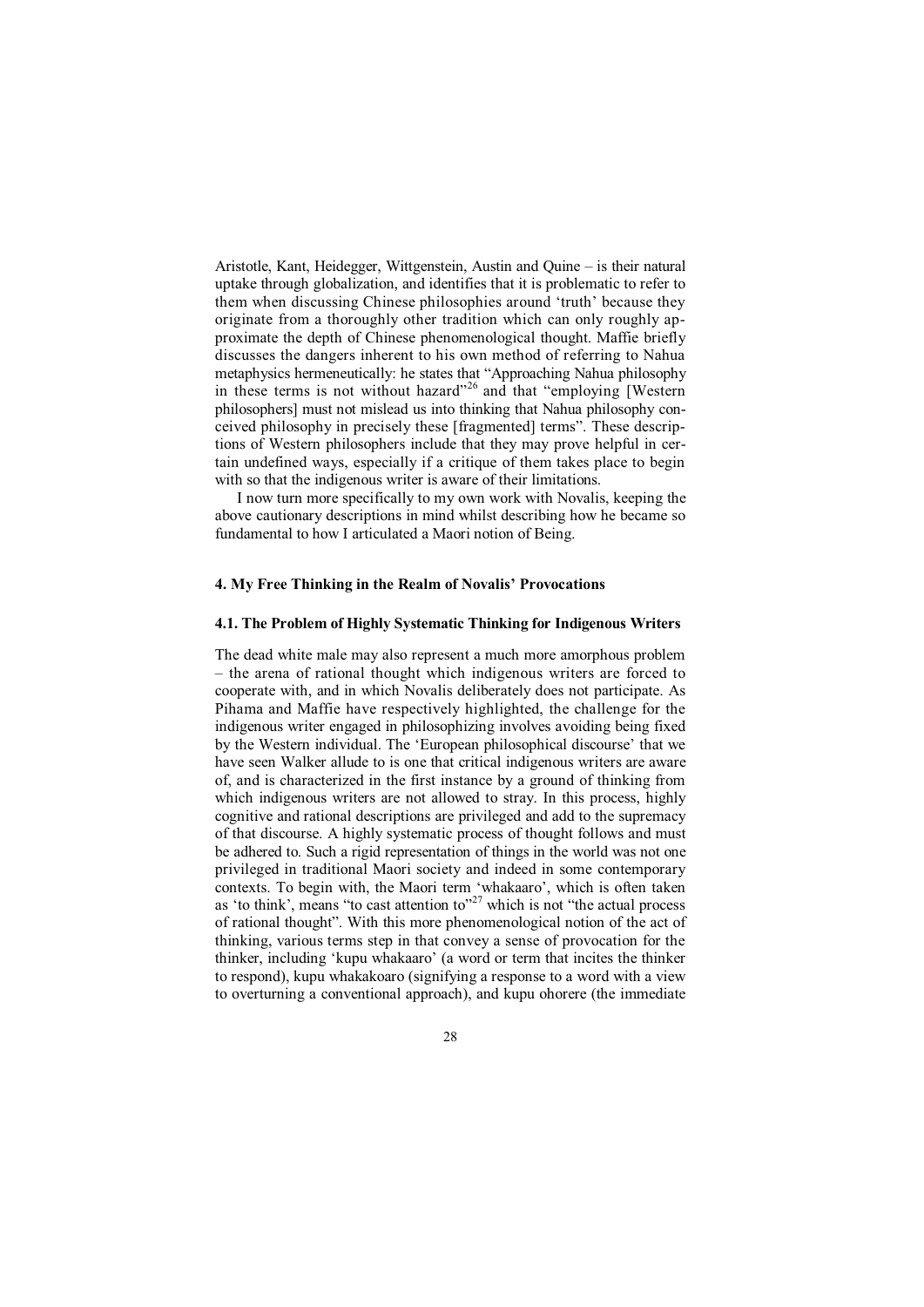Aristotle, Kant, Heidegger, Wittgenstein, Austin and Quine – is their natural uptake through globalization, and identifies that it is problematic to refer to them when discussing Chinese philosophies around 'truth' because they originate from a thoroughly other tradition which can only roughly approximate the depth of Chinese phenomenological thought. Maffie briefly discusses the dangers inherent to his own method of referring to Nahua metaphysics hermeneutically: he states that "Approaching Nahua philosophy in these terms is not without hazard"[26] and that "employing [Western philosophers] must not mislead us into thinking that Nahua philosophy conceived philosophy in precisely these [fragmented] terms". These descriptions of Western philosophers include that they may prove helpful in certain undefined ways, especially if a critique of them takes place to begin with so that the indigenous writer is aware of their limitations.

I now turn more specifically to my own work with Novalis, keeping the above cautionary descriptions in mind whilst describing how he became so fundamental to how I articulated a Maori notion of Being.

## 4. My Free Thinking in the Realm of Novalis' Provocations

### 4.1. The Problem of Highly Systematic Thinking for Indigenous Writers

The dead white male may also represent a much more amorphous problem – the arena of rational thought which indigenous writers are forced to cooperate with, and in which Novalis deliberately does not participate. As Pihama and Maffie have respectively highlighted, the challenge for the indigenous writer engaged in philosophizing involves avoiding being fixed by the Western individual. The 'European philosophical discourse' that we have seen Walker allude to is one that critical indigenous writers are aware of, and is characterized in the first instance by a ground of thinking from which indigenous writers are not allowed to stray. In this process, highly cognitive and rational descriptions are privileged and add to the supremacy of that discourse. A highly systematic process of thought follows and must be adhered to. Such a rigid representation of things in the world was not one privileged in traditional Maori society and indeed in some contemporary contexts. To begin with, the Maori term 'whakaaro', which is often taken as 'to think', means "to cast attention to"[27] which is not "the actual process of rational thought". With this more phenomenological notion of the act of thinking, various terms step in that convey a sense of provocation for the thinker, including 'kupu whakaaro' (a word or term that incites the thinker to respond), kupu whakakoaro (signifying a response to a word with a view to overturning a conventional approach), and kupu ohorere (the immediate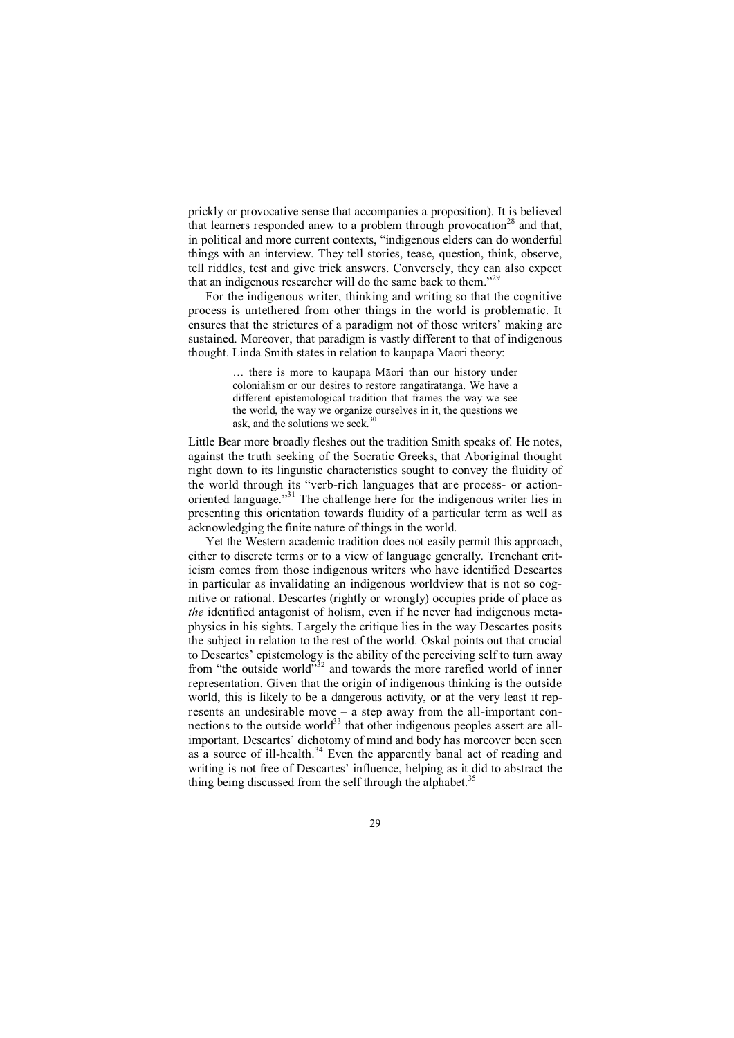prickly or provocative sense that accompanies a proposition). It is believed that learners responded anew to a problem through provocation[28] and that, in political and more current contexts, "indigenous elders can do wonderful things with an interview. They tell stories, tease, question, think, observe, tell riddles, test and give trick answers. Conversely, they can also expect that an indigenous researcher will do the same back to them."[29]

For the indigenous writer, thinking and writing so that the cognitive process is untethered from other things in the world is problematic. It ensures that the strictures of a paradigm not of those writers' making are sustained. Moreover, that paradigm is vastly different to that of indigenous thought. Linda Smith states in relation to kaupapa Maori theory:

> … there is more to kaupapa Māori than our history under colonialism or our desires to restore rangatiratanga. We have a different epistemological tradition that frames the way we see the world, the way we organize ourselves in it, the questions we ask, and the solutions we seek.[30]

Little Bear more broadly fleshes out the tradition Smith speaks of. He notes, against the truth seeking of the Socratic Greeks, that Aboriginal thought right down to its linguistic characteristics sought to convey the fluidity of the world through its "verb-rich languages that are process- or action-oriented language."[31] The challenge here for the indigenous writer lies in presenting this orientation towards fluidity of a particular term as well as acknowledging the finite nature of things in the world.

Yet the Western academic tradition does not easily permit this approach, either to discrete terms or to a view of language generally. Trenchant criticism comes from those indigenous writers who have identified Descartes in particular as invalidating an indigenous worldview that is not so cognitive or rational. Descartes (rightly or wrongly) occupies pride of place as *the* identified antagonist of holism, even if he never had indigenous metaphysics in his sights. Largely the critique lies in the way Descartes posits the subject in relation to the rest of the world. Oskal points out that crucial to Descartes' epistemology is the ability of the perceiving self to turn away from "the outside world"[32] and towards the more rarefied world of inner representation. Given that the origin of indigenous thinking is the outside world, this is likely to be a dangerous activity, or at the very least it represents an undesirable move – a step away from the all-important connections to the outside world[33] that other indigenous peoples assert are all-important. Descartes' dichotomy of mind and body has moreover been seen as a source of ill-health.[34] Even the apparently banal act of reading and writing is not free of Descartes' influence, helping as it did to abstract the thing being discussed from the self through the alphabet.[35]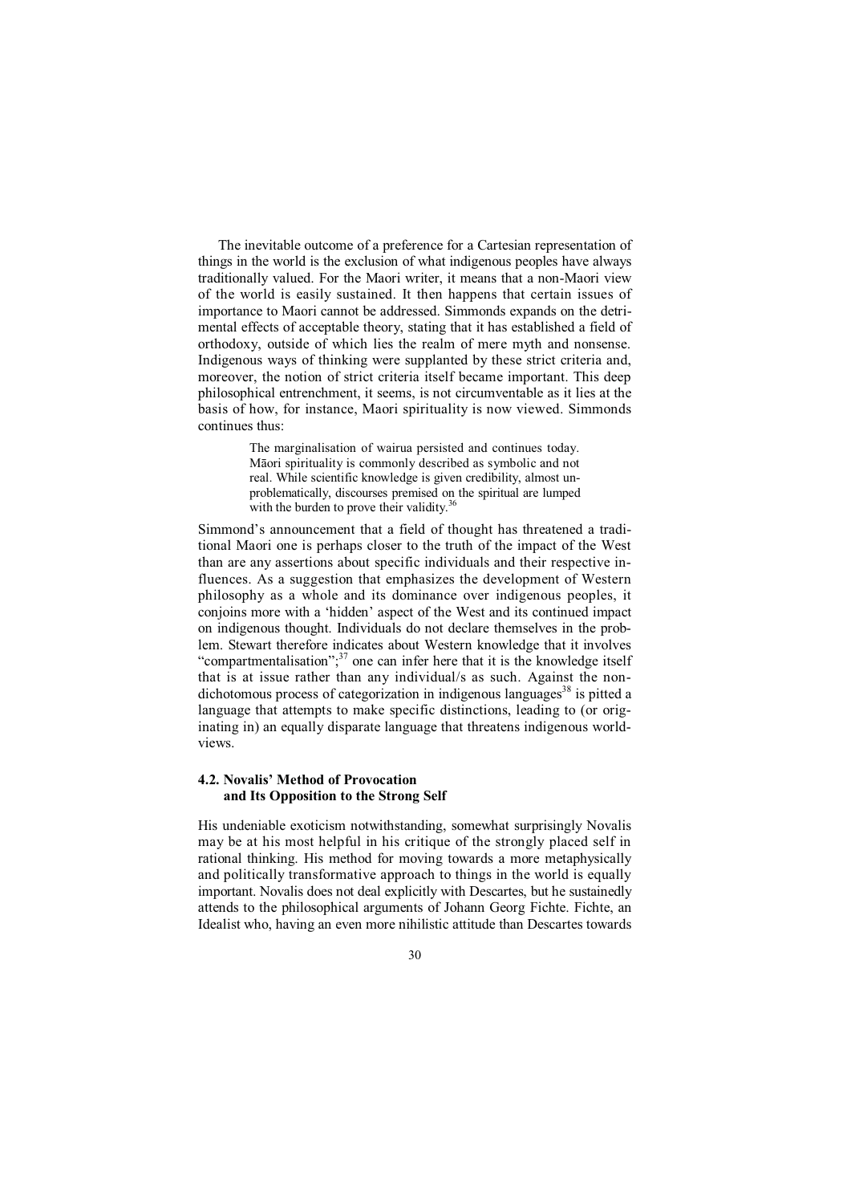The inevitable outcome of a preference for a Cartesian representation of things in the world is the exclusion of what indigenous peoples have always traditionally valued. For the Maori writer, it means that a non-Maori view of the world is easily sustained. It then happens that certain issues of importance to Maori cannot be addressed. Simmonds expands on the detrimental effects of acceptable theory, stating that it has established a field of orthodoxy, outside of which lies the realm of mere myth and nonsense. Indigenous ways of thinking were supplanted by these strict criteria and, moreover, the notion of strict criteria itself became important. This deep philosophical entrenchment, it seems, is not circumventable as it lies at the basis of how, for instance, Maori spirituality is now viewed. Simmonds continues thus:

> The marginalisation of wairua persisted and continues today. Māori spirituality is commonly described as symbolic and not real. While scientific knowledge is given credibility, almost unproblematically, discourses premised on the spiritual are lumped with the burden to prove their validity.[36]

Simmond's announcement that a field of thought has threatened a traditional Maori one is perhaps closer to the truth of the impact of the West than are any assertions about specific individuals and their respective influences. As a suggestion that emphasizes the development of Western philosophy as a whole and its dominance over indigenous peoples, it conjoins more with a 'hidden' aspect of the West and its continued impact on indigenous thought. Individuals do not declare themselves in the problem. Stewart therefore indicates about Western knowledge that it involves "compartmentalisation";[37] one can infer here that it is the knowledge itself that is at issue rather than any individual/s as such. Against the non-dichotomous process of categorization in indigenous languages[38] is pitted a language that attempts to make specific distinctions, leading to (or originating in) an equally disparate language that threatens indigenous worldviews.

### 4.2. Novalis' Method of Provocation and Its Opposition to the Strong Self

His undeniable exoticism notwithstanding, somewhat surprisingly Novalis may be at his most helpful in his critique of the strongly placed self in rational thinking. His method for moving towards a more metaphysically and politically transformative approach to things in the world is equally important. Novalis does not deal explicitly with Descartes, but he sustainedly attends to the philosophical arguments of Johann Georg Fichte. Fichte, an Idealist who, having an even more nihilistic attitude than Descartes towards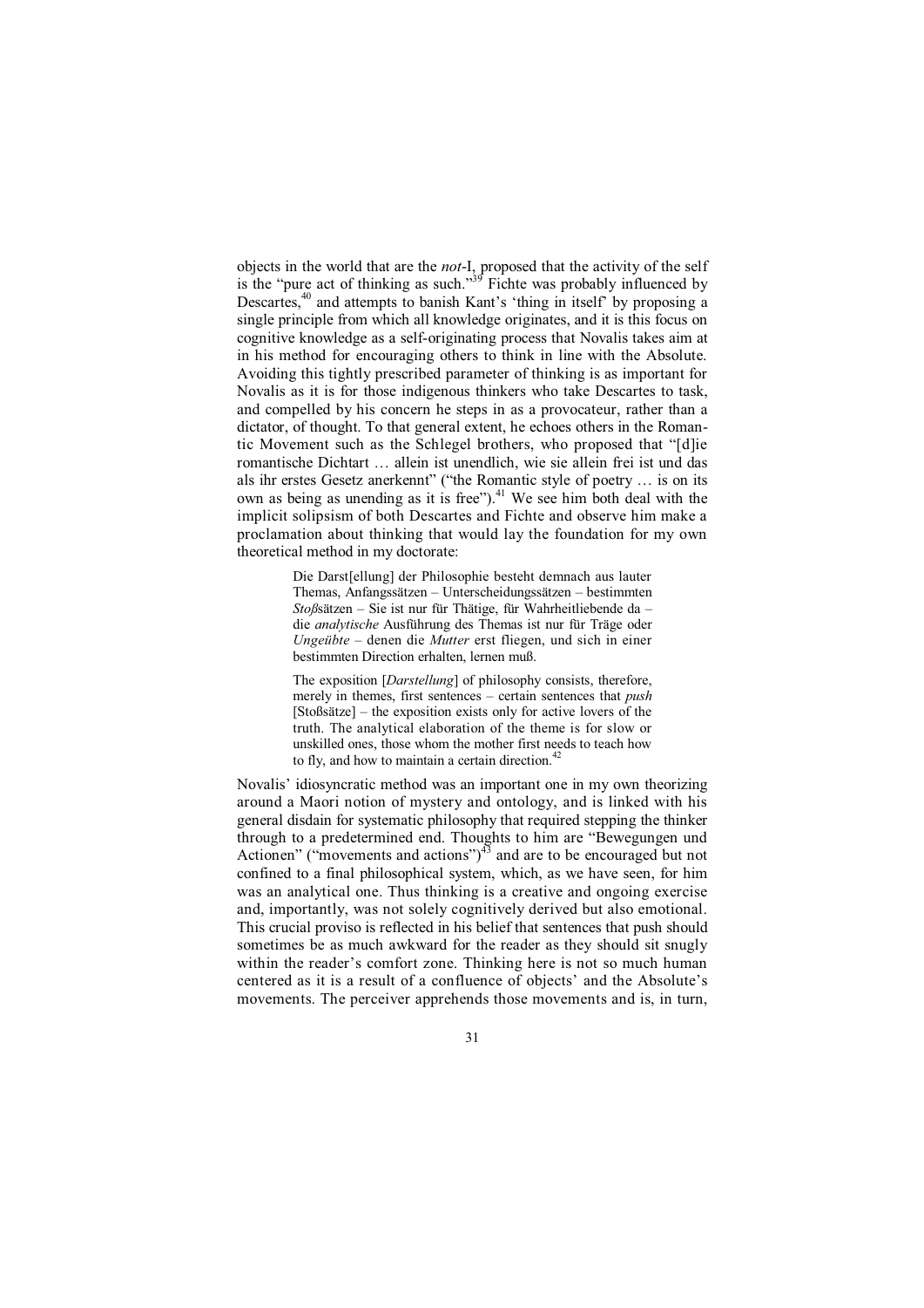objects in the world that are the *not*-I, proposed that the activity of the self is the "pure act of thinking as such."[39] Fichte was probably influenced by Descartes,[40] and attempts to banish Kant's 'thing in itself' by proposing a single principle from which all knowledge originates, and it is this focus on cognitive knowledge as a self-originating process that Novalis takes aim at in his method for encouraging others to think in line with the Absolute. Avoiding this tightly prescribed parameter of thinking is as important for Novalis as it is for those indigenous thinkers who take Descartes to task, and compelled by his concern he steps in as a provocateur, rather than a dictator, of thought. To that general extent, he echoes others in the Romantic Movement such as the Schlegel brothers, who proposed that "[d]ie romantische Dichtart … allein ist unendlich, wie sie allein frei ist und das als ihr erstes Gesetz anerkennt" ("the Romantic style of poetry … is on its own as being as unending as it is free").[41] We see him both deal with the implicit solipsism of both Descartes and Fichte and observe him make a proclamation about thinking that would lay the foundation for my own theoretical method in my doctorate:

> Die Darst[ellung] der Philosophie besteht demnach aus lauter Themas, Anfangssätzen – Unterscheidungssätzen – bestimmten *Stoß*sätzen – Sie ist nur für Thätige, für Wahrheitliebende da – die *analytische* Ausführung des Themas ist nur für Träge oder *Ungeübte* – denen die *Mutter* erst fliegen, und sich in einer bestimmten Direction erhalten, lernen muß.
>
> The exposition [*Darstellung*] of philosophy consists, therefore, merely in themes, first sentences – certain sentences that *push* [Stoßsätze] – the exposition exists only for active lovers of the truth. The analytical elaboration of the theme is for slow or unskilled ones, those whom the mother first needs to teach how to fly, and how to maintain a certain direction.[42]

Novalis' idiosyncratic method was an important one in my own theorizing around a Maori notion of mystery and ontology, and is linked with his general disdain for systematic philosophy that required stepping the thinker through to a predetermined end. Thoughts to him are "Bewegungen und Actionen" ("movements and actions")[43] and are to be encouraged but not confined to a final philosophical system, which, as we have seen, for him was an analytical one. Thus thinking is a creative and ongoing exercise and, importantly, was not solely cognitively derived but also emotional. This crucial proviso is reflected in his belief that sentences that push should sometimes be as much awkward for the reader as they should sit snugly within the reader's comfort zone. Thinking here is not so much human centered as it is a result of a confluence of objects' and the Absolute's movements. The perceiver apprehends those movements and is, in turn,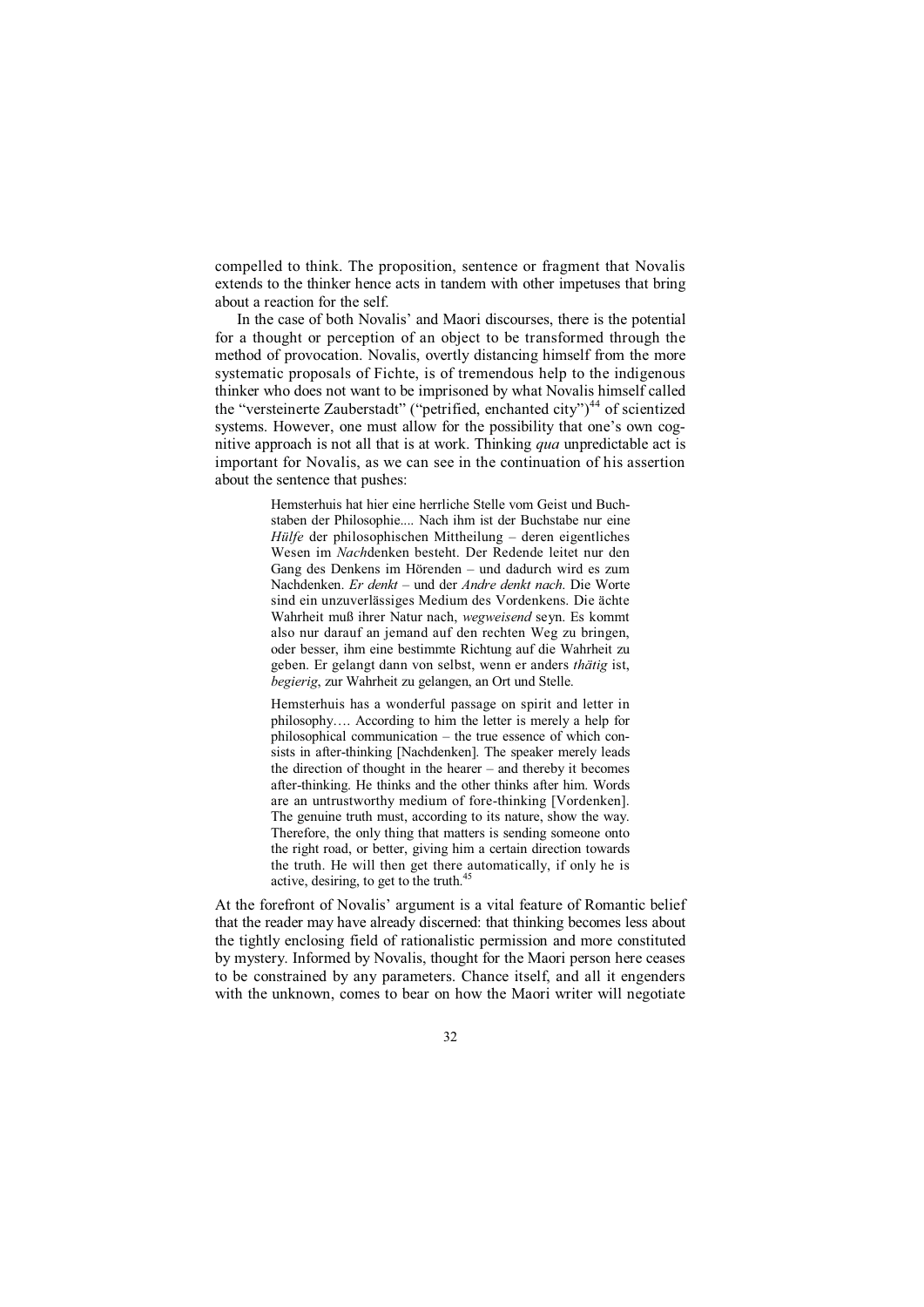compelled to think. The proposition, sentence or fragment that Novalis extends to the thinker hence acts in tandem with other impetuses that bring about a reaction for the self.

In the case of both Novalis' and Maori discourses, there is the potential for a thought or perception of an object to be transformed through the method of provocation. Novalis, overtly distancing himself from the more systematic proposals of Fichte, is of tremendous help to the indigenous thinker who does not want to be imprisoned by what Novalis himself called the "versteinerte Zauberstadt" ("petrified, enchanted city")[44] of scientized systems. However, one must allow for the possibility that one's own cognitive approach is not all that is at work. Thinking *qua* unpredictable act is important for Novalis, as we can see in the continuation of his assertion about the sentence that pushes:

> Hemsterhuis hat hier eine herrliche Stelle vom Geist und Buchstaben der Philosophie.... Nach ihm ist der Buchstabe nur eine *Hülfe* der philosophischen Mittheilung – deren eigentliches Wesen im *Nach*denken besteht. Der Redende leitet nur den Gang des Denkens im Hörenden – und dadurch wird es zum Nachdenken. *Er denkt* – und der *Andre denkt nach*. Die Worte sind ein unzuverlässiges Medium des Vordenkens. Die ächte Wahrheit muß ihrer Natur nach, *wegweisend* seyn. Es kommt also nur darauf an jemand auf den rechten Weg zu bringen, oder besser, ihm eine bestimmte Richtung auf die Wahrheit zu geben. Er gelangt dann von selbst, wenn er anders *thätig* ist, *begierig*, zur Wahrheit zu gelangen, an Ort und Stelle.
>
> Hemsterhuis has a wonderful passage on spirit and letter in philosophy…. According to him the letter is merely a help for philosophical communication – the true essence of which consists in after-thinking [Nachdenken]. The speaker merely leads the direction of thought in the hearer – and thereby it becomes after-thinking. He thinks and the other thinks after him. Words are an untrustworthy medium of fore-thinking [Vordenken]. The genuine truth must, according to its nature, show the way. Therefore, the only thing that matters is sending someone onto the right road, or better, giving him a certain direction towards the truth. He will then get there automatically, if only he is active, desiring, to get to the truth.[45]

At the forefront of Novalis' argument is a vital feature of Romantic belief that the reader may have already discerned: that thinking becomes less about the tightly enclosing field of rationalistic permission and more constituted by mystery. Informed by Novalis, thought for the Maori person here ceases to be constrained by any parameters. Chance itself, and all it engenders with the unknown, comes to bear on how the Maori writer will negotiate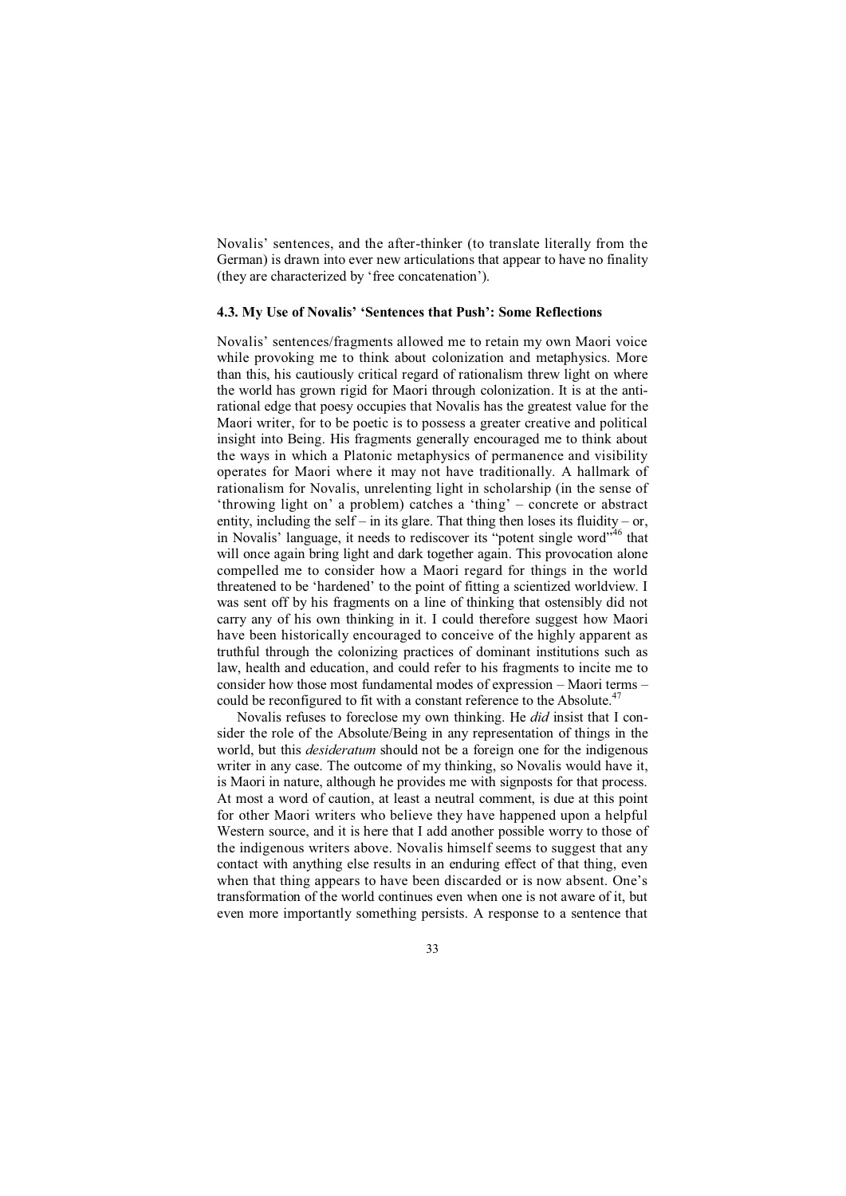Novalis' sentences, and the after-thinker (to translate literally from the German) is drawn into ever new articulations that appear to have no finality (they are characterized by 'free concatenation').

### 4.3. My Use of Novalis' 'Sentences that Push': Some Reflections

Novalis' sentences/fragments allowed me to retain my own Maori voice while provoking me to think about colonization and metaphysics. More than this, his cautiously critical regard of rationalism threw light on where the world has grown rigid for Maori through colonization. It is at the anti-rational edge that poesy occupies that Novalis has the greatest value for the Maori writer, for to be poetic is to possess a greater creative and political insight into Being. His fragments generally encouraged me to think about the ways in which a Platonic metaphysics of permanence and visibility operates for Maori where it may not have traditionally. A hallmark of rationalism for Novalis, unrelenting light in scholarship (in the sense of 'throwing light on' a problem) catches a 'thing' – concrete or abstract entity, including the self – in its glare. That thing then loses its fluidity – or, in Novalis' language, it needs to rediscover its "potent single word"[46] that will once again bring light and dark together again. This provocation alone compelled me to consider how a Maori regard for things in the world threatened to be 'hardened' to the point of fitting a scientized worldview. I was sent off by his fragments on a line of thinking that ostensibly did not carry any of his own thinking in it. I could therefore suggest how Maori have been historically encouraged to conceive of the highly apparent as truthful through the colonizing practices of dominant institutions such as law, health and education, and could refer to his fragments to incite me to consider how those most fundamental modes of expression – Maori terms – could be reconfigured to fit with a constant reference to the Absolute.[47]

Novalis refuses to foreclose my own thinking. He *did* insist that I consider the role of the Absolute/Being in any representation of things in the world, but this *desideratum* should not be a foreign one for the indigenous writer in any case. The outcome of my thinking, so Novalis would have it, is Maori in nature, although he provides me with signposts for that process. At most a word of caution, at least a neutral comment, is due at this point for other Maori writers who believe they have happened upon a helpful Western source, and it is here that I add another possible worry to those of the indigenous writers above. Novalis himself seems to suggest that any contact with anything else results in an enduring effect of that thing, even when that thing appears to have been discarded or is now absent. One's transformation of the world continues even when one is not aware of it, but even more importantly something persists. A response to a sentence that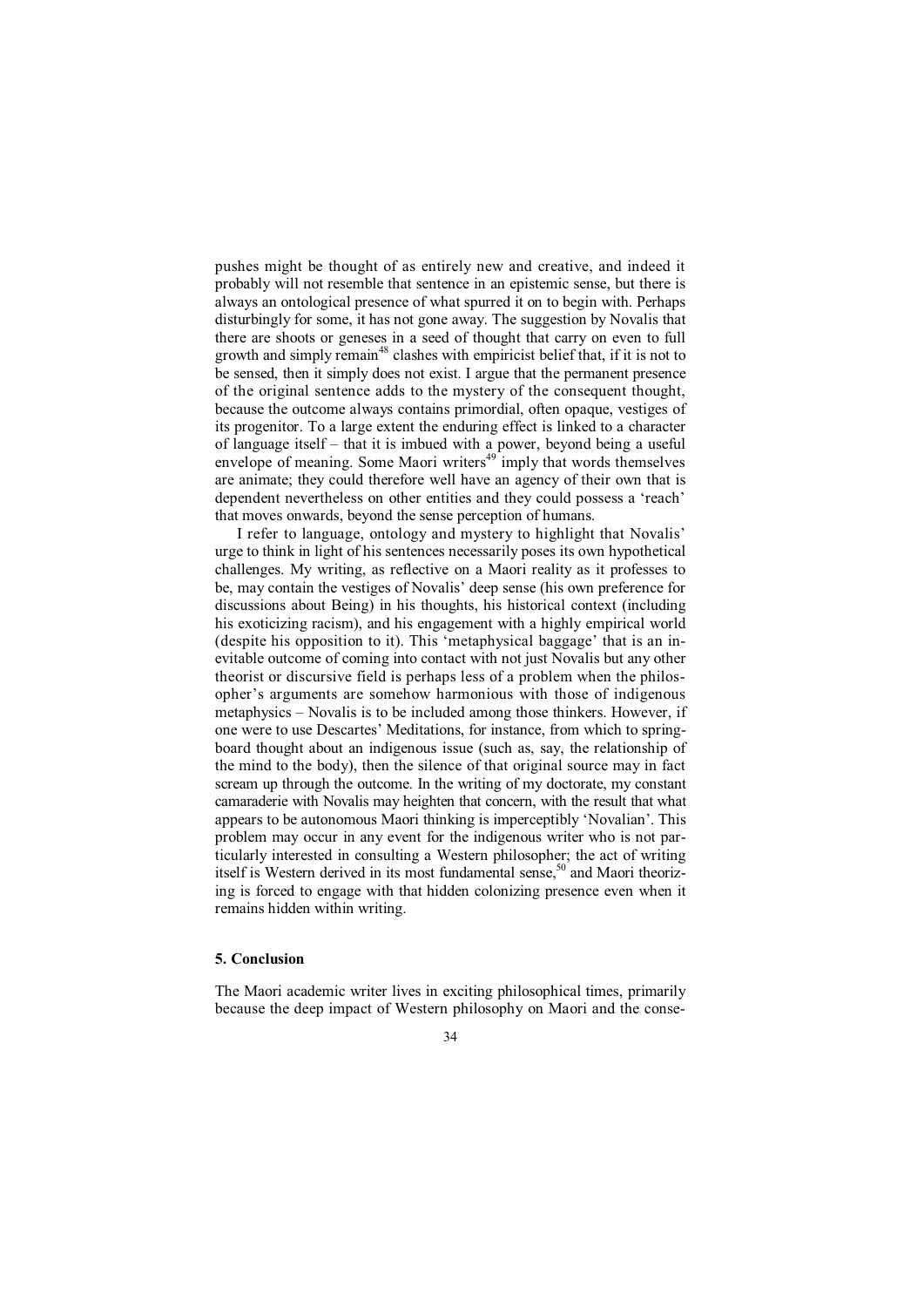pushes might be thought of as entirely new and creative, and indeed it probably will not resemble that sentence in an epistemic sense, but there is always an ontological presence of what spurred it on to begin with. Perhaps disturbingly for some, it has not gone away. The suggestion by Novalis that there are shoots or geneses in a seed of thought that carry on even to full growth and simply remain[48] clashes with empiricist belief that, if it is not to be sensed, then it simply does not exist. I argue that the permanent presence of the original sentence adds to the mystery of the consequent thought, because the outcome always contains primordial, often opaque, vestiges of its progenitor. To a large extent the enduring effect is linked to a character of language itself – that it is imbued with a power, beyond being a useful envelope of meaning. Some Maori writers[49] imply that words themselves are animate; they could therefore well have an agency of their own that is dependent nevertheless on other entities and they could possess a 'reach' that moves onwards, beyond the sense perception of humans.

I refer to language, ontology and mystery to highlight that Novalis' urge to think in light of his sentences necessarily poses its own hypothetical challenges. My writing, as reflective on a Maori reality as it professes to be, may contain the vestiges of Novalis' deep sense (his own preference for discussions about Being) in his thoughts, his historical context (including his exoticizing racism), and his engagement with a highly empirical world (despite his opposition to it). This 'metaphysical baggage' that is an inevitable outcome of coming into contact with not just Novalis but any other theorist or discursive field is perhaps less of a problem when the philosopher's arguments are somehow harmonious with those of indigenous metaphysics – Novalis is to be included among those thinkers. However, if one were to use Descartes' Meditations, for instance, from which to springboard thought about an indigenous issue (such as, say, the relationship of the mind to the body), then the silence of that original source may in fact scream up through the outcome. In the writing of my doctorate, my constant camaraderie with Novalis may heighten that concern, with the result that what appears to be autonomous Maori thinking is imperceptibly 'Novalian'. This problem may occur in any event for the indigenous writer who is not particularly interested in consulting a Western philosopher; the act of writing itself is Western derived in its most fundamental sense,[50] and Maori theorizing is forced to engage with that hidden colonizing presence even when it remains hidden within writing.

### 5. Conclusion

The Maori academic writer lives in exciting philosophical times, primarily because the deep impact of Western philosophy on Maori and the conse-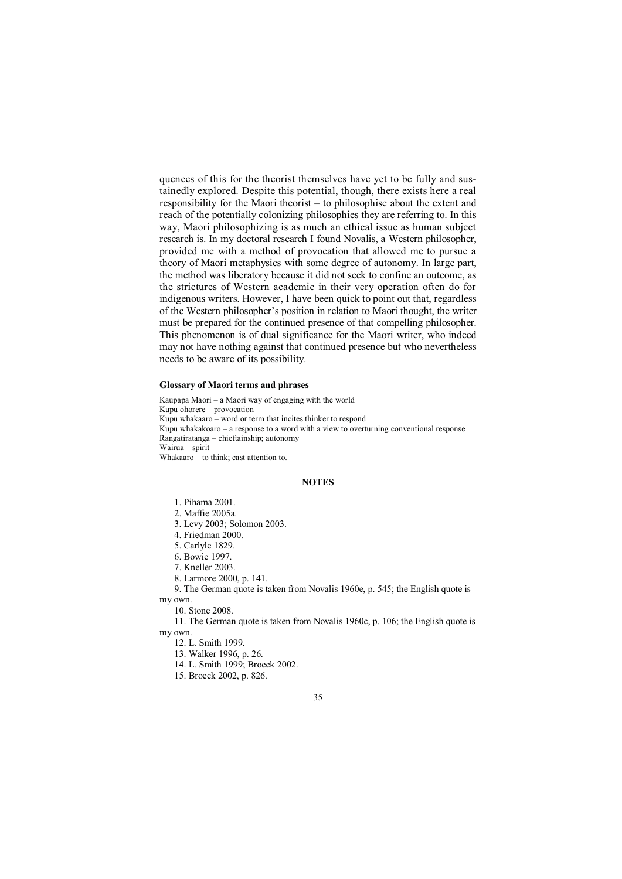quences of this for the theorist themselves have yet to be fully and sustainedly explored. Despite this potential, though, there exists here a real responsibility for the Maori theorist – to philosophise about the extent and reach of the potentially colonizing philosophies they are referring to. In this way, Maori philosophizing is as much an ethical issue as human subject research is. In my doctoral research I found Novalis, a Western philosopher, provided me with a method of provocation that allowed me to pursue a theory of Maori metaphysics with some degree of autonomy. In large part, the method was liberatory because it did not seek to confine an outcome, as the strictures of Western academic in their very operation often do for indigenous writers. However, I have been quick to point out that, regardless of the Western philosopher's position in relation to Maori thought, the writer must be prepared for the continued presence of that compelling philosopher. This phenomenon is of dual significance for the Maori writer, who indeed may not have nothing against that continued presence but who nevertheless needs to be aware of its possibility.

#### Glossary of Maori terms and phrases

Kaupapa Maori – a Maori way of engaging with the world
Kupu ohorere – provocation
Kupu whakaaro – word or term that incites thinker to respond
Kupu whakakoaro – a response to a word with a view to overturning conventional response
Rangatiratanga – chieftainship; autonomy
Wairua – spirit
Whakaaro – to think; cast attention to.

## NOTES

1. Pihama 2001.
2. Maffie 2005a.
3. Levy 2003; Solomon 2003.
4. Friedman 2000.
5. Carlyle 1829.
6. Bowie 1997.
7. Kneller 2003.
8. Larmore 2000, p. 141.
9. The German quote is taken from Novalis 1960e, p. 545; the English quote is my own.
10. Stone 2008.
11. The German quote is taken from Novalis 1960c, p. 106; the English quote is my own.
12. L. Smith 1999.
13. Walker 1996, p. 26.
14. L. Smith 1999; Broeck 2002.
15. Broeck 2002, p. 826.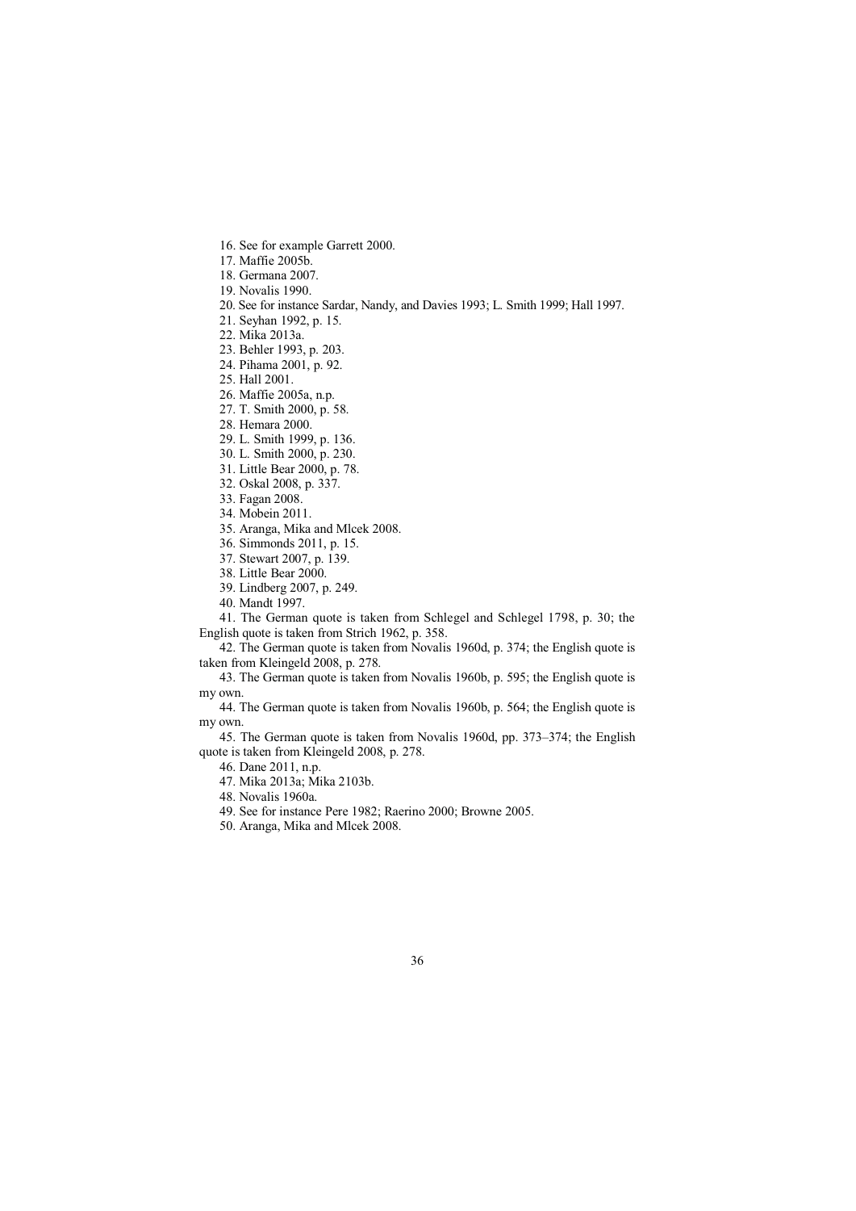16. See for example Garrett 2000.
17. Maffie 2005b.
18. Germana 2007.
19. Novalis 1990.
20. See for instance Sardar, Nandy, and Davies 1993; L. Smith 1999; Hall 1997.
21. Seyhan 1992, p. 15.
22. Mika 2013a.
23. Behler 1993, p. 203.
24. Pihama 2001, p. 92.
25. Hall 2001.
26. Maffie 2005a, n.p.
27. T. Smith 2000, p. 58.
28. Hemara 2000.
29. L. Smith 1999, p. 136.
30. L. Smith 2000, p. 230.
31. Little Bear 2000, p. 78.
32. Oskal 2008, p. 337.
33. Fagan 2008.
34. Mobein 2011.
35. Aranga, Mika and Mlcek 2008.
36. Simmonds 2011, p. 15.
37. Stewart 2007, p. 139.
38. Little Bear 2000.
39. Lindberg 2007, p. 249.
40. Mandt 1997.
41. The German quote is taken from Schlegel and Schlegel 1798, p. 30; the English quote is taken from Strich 1962, p. 358.
42. The German quote is taken from Novalis 1960d, p. 374; the English quote is taken from Kleingeld 2008, p. 278.
43. The German quote is taken from Novalis 1960b, p. 595; the English quote is my own.
44. The German quote is taken from Novalis 1960b, p. 564; the English quote is my own.
45. The German quote is taken from Novalis 1960d, pp. 373–374; the English quote is taken from Kleingeld 2008, p. 278.
46. Dane 2011, n.p.
47. Mika 2013a; Mika 2103b.
48. Novalis 1960a.
49. See for instance Pere 1982; Raerino 2000; Browne 2005.
50. Aranga, Mika and Mlcek 2008.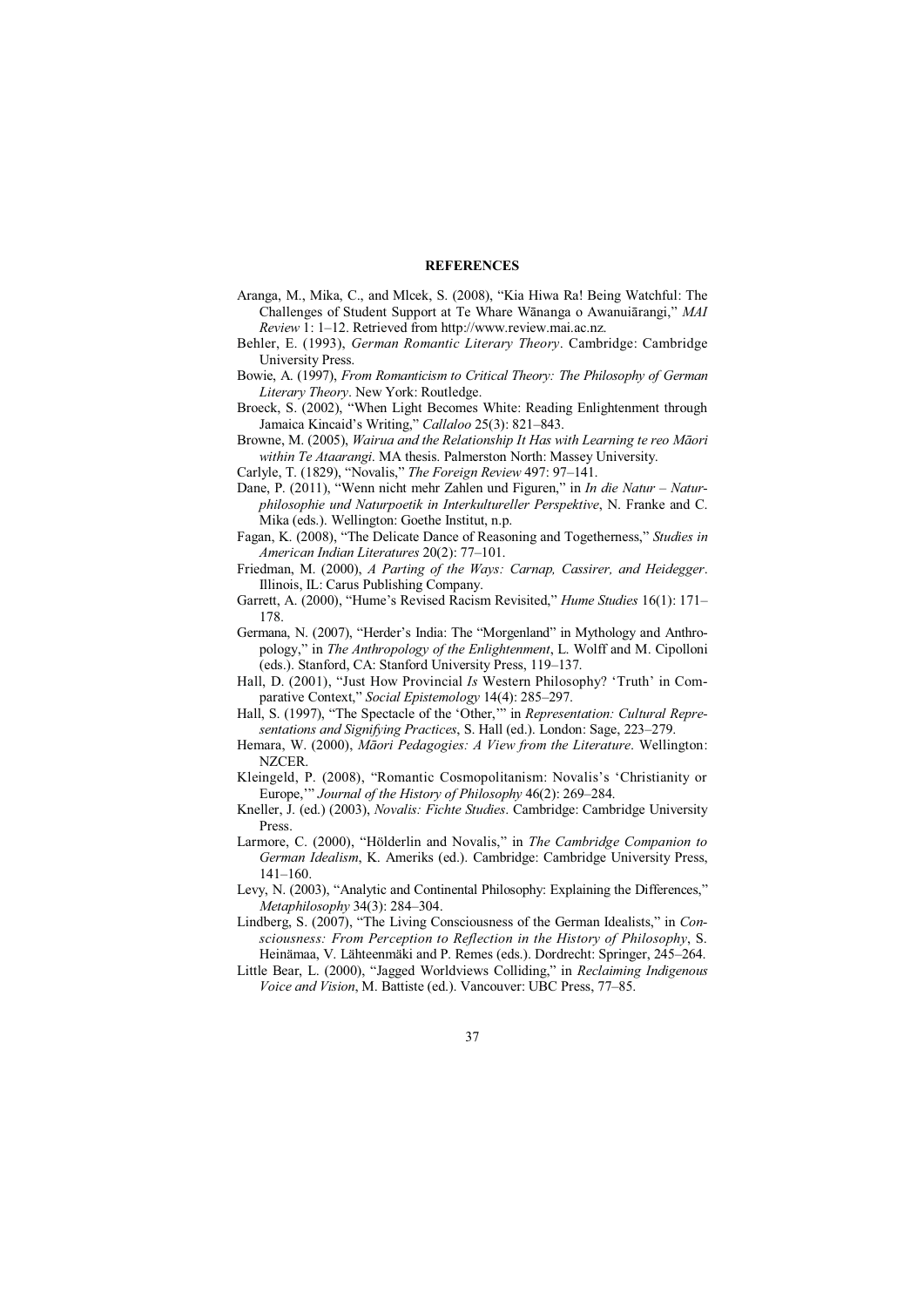## REFERENCES

Aranga, M., Mika, C., and Mlcek, S. (2008), "Kia Hiwa Ra! Being Watchful: The Challenges of Student Support at Te Whare Wānanga o Awanuiārangi," *MAI Review* 1: 1–12. Retrieved from http://www.review.mai.ac.nz.

Behler, E. (1993), *German Romantic Literary Theory*. Cambridge: Cambridge University Press.

Bowie, A. (1997), *From Romanticism to Critical Theory: The Philosophy of German Literary Theory*. New York: Routledge.

Broeck, S. (2002), "When Light Becomes White: Reading Enlightenment through Jamaica Kincaid's Writing," *Callaloo* 25(3): 821–843.

Browne, M. (2005), *Wairua and the Relationship It Has with Learning te reo Māori within Te Ataarangi*. MA thesis. Palmerston North: Massey University.

Carlyle, T. (1829), "Novalis," *The Foreign Review* 497: 97–141.

Dane, P. (2011), "Wenn nicht mehr Zahlen und Figuren," in *In die Natur – Naturphilosophie und Naturpoetik in Interkultureller Perspektive*, N. Franke and C. Mika (eds.). Wellington: Goethe Institut, n.p.

Fagan, K. (2008), "The Delicate Dance of Reasoning and Togetherness," *Studies in American Indian Literatures* 20(2): 77–101.

Friedman, M. (2000), *A Parting of the Ways: Carnap, Cassirer, and Heidegger*. Illinois, IL: Carus Publishing Company.

Garrett, A. (2000), "Hume's Revised Racism Revisited," *Hume Studies* 16(1): 171–178.

Germana, N. (2007), "Herder's India: The "Morgenland" in Mythology and Anthropology," in *The Anthropology of the Enlightenment*, L. Wolff and M. Cipolloni (eds.). Stanford, CA: Stanford University Press, 119–137.

Hall, D. (2001), "Just How Provincial *Is* Western Philosophy? 'Truth' in Comparative Context," *Social Epistemology* 14(4): 285–297.

Hall, S. (1997), "The Spectacle of the 'Other,'" in *Representation: Cultural Representations and Signifying Practices*, S. Hall (ed.). London: Sage, 223–279.

Hemara, W. (2000), *Māori Pedagogies: A View from the Literature*. Wellington: NZCER.

Kleingeld, P. (2008), "Romantic Cosmopolitanism: Novalis's 'Christianity or Europe,'" *Journal of the History of Philosophy* 46(2): 269–284.

Kneller, J. (ed.) (2003), *Novalis: Fichte Studies*. Cambridge: Cambridge University Press.

Larmore, C. (2000), "Hölderlin and Novalis," in *The Cambridge Companion to German Idealism*, K. Ameriks (ed.). Cambridge: Cambridge University Press, 141–160.

Levy, N. (2003), "Analytic and Continental Philosophy: Explaining the Differences," *Metaphilosophy* 34(3): 284–304.

Lindberg, S. (2007), "The Living Consciousness of the German Idealists," in *Consciousness: From Perception to Reflection in the History of Philosophy*, S. Heinämaa, V. Lähteenmäki and P. Remes (eds.). Dordrecht: Springer, 245–264.

Little Bear, L. (2000), "Jagged Worldviews Colliding," in *Reclaiming Indigenous Voice and Vision*, M. Battiste (ed.). Vancouver: UBC Press, 77–85.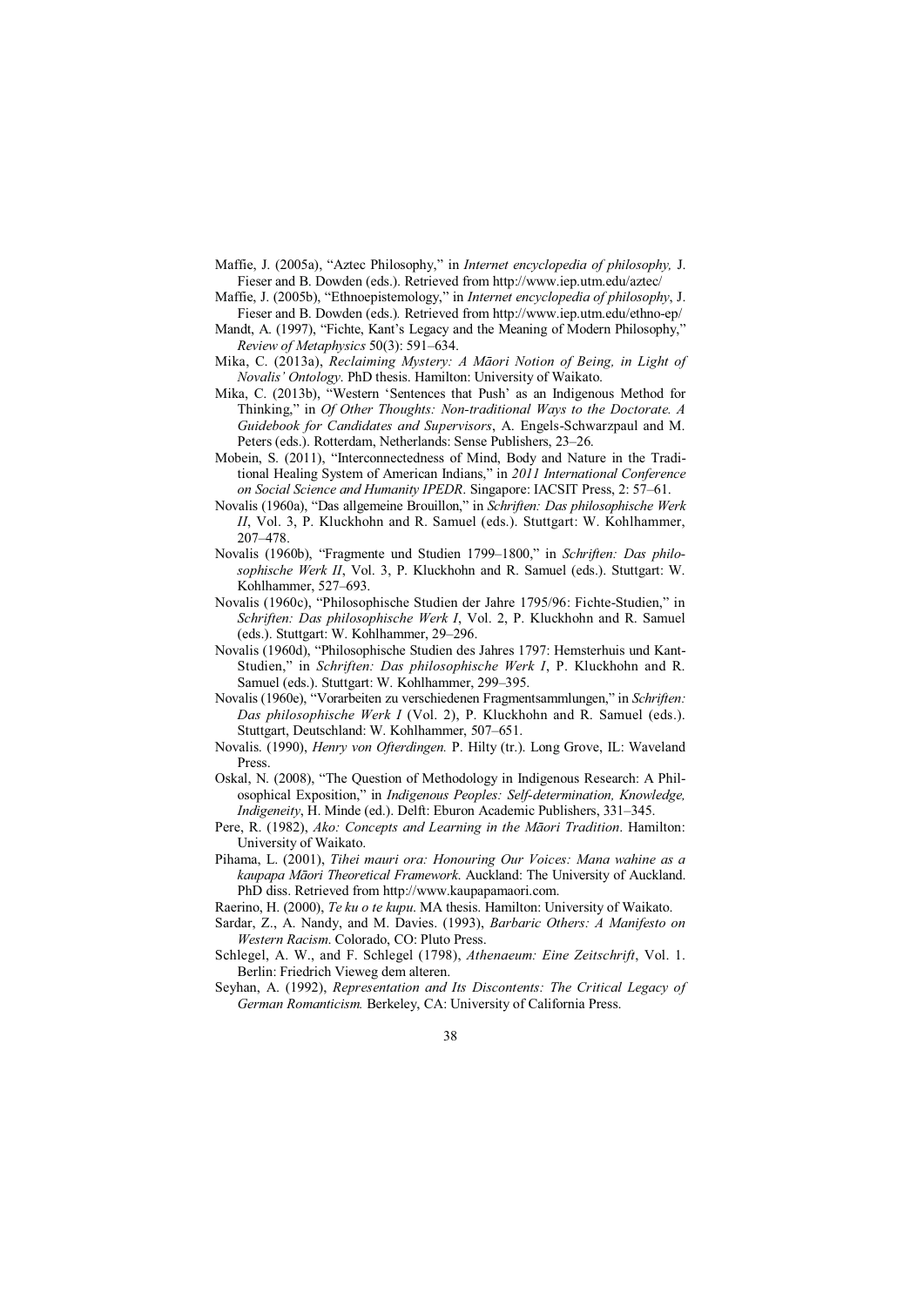Maffie, J. (2005a), "Aztec Philosophy," in *Internet encyclopedia of philosophy,* J. Fieser and B. Dowden (eds.). Retrieved from http://www.iep.utm.edu/aztec/

Maffie, J. (2005b), "Ethnoepistemology," in *Internet encyclopedia of philosophy*, J. Fieser and B. Dowden (eds.). Retrieved from http://www.iep.utm.edu/ethno-ep/

Mandt, A. (1997), "Fichte, Kant's Legacy and the Meaning of Modern Philosophy," *Review of Metaphysics* 50(3): 591–634.

Mika, C. (2013a), *Reclaiming Mystery: A Māori Notion of Being, in Light of Novalis' Ontology*. PhD thesis. Hamilton: University of Waikato.

Mika, C. (2013b), "Western 'Sentences that Push' as an Indigenous Method for Thinking," in *Of Other Thoughts: Non-traditional Ways to the Doctorate. A Guidebook for Candidates and Supervisors*, A. Engels-Schwarzpaul and M. Peters (eds.). Rotterdam, Netherlands: Sense Publishers, 23–26.

Mobein, S. (2011), "Interconnectedness of Mind, Body and Nature in the Traditional Healing System of American Indians," in *2011 International Conference on Social Science and Humanity IPEDR*. Singapore: IACSIT Press, 2: 57–61.

Novalis (1960a), "Das allgemeine Brouillon," in *Schriften: Das philosophische Werk II*, Vol. 3, P. Kluckhohn and R. Samuel (eds.). Stuttgart: W. Kohlhammer, 207–478.

Novalis (1960b), "Fragmente und Studien 1799–1800," in *Schriften: Das philosophische Werk II*, Vol. 3, P. Kluckhohn and R. Samuel (eds.). Stuttgart: W. Kohlhammer, 527–693.

Novalis (1960c), "Philosophische Studien der Jahre 1795/96: Fichte-Studien," in *Schriften: Das philosophische Werk I*, Vol. 2, P. Kluckhohn and R. Samuel (eds.). Stuttgart: W. Kohlhammer, 29–296.

Novalis (1960d), "Philosophische Studien des Jahres 1797: Hemsterhuis und Kant-Studien," in *Schriften: Das philosophische Werk I*, P. Kluckhohn and R. Samuel (eds.). Stuttgart: W. Kohlhammer, 299–395.

Novalis (1960e), "Vorarbeiten zu verschiedenen Fragmentsammlungen," in *Schriften: Das philosophische Werk I* (Vol. 2), P. Kluckhohn and R. Samuel (eds.). Stuttgart, Deutschland: W. Kohlhammer, 507–651.

Novalis. (1990), *Henry von Ofterdingen.* P. Hilty (tr.). Long Grove, IL: Waveland Press.

Oskal, N. (2008), "The Question of Methodology in Indigenous Research: A Philosophical Exposition," in *Indigenous Peoples: Self-determination, Knowledge, Indigeneity*, H. Minde (ed.). Delft: Eburon Academic Publishers, 331–345.

Pere, R. (1982), *Ako: Concepts and Learning in the Māori Tradition*. Hamilton: University of Waikato.

Pihama, L. (2001), *Tihei mauri ora: Honouring Our Voices: Mana wahine as a kaupapa Māori Theoretical Framework*. Auckland: The University of Auckland. PhD diss. Retrieved from http://www.kaupapamaori.com.

Raerino, H. (2000), *Te ku o te kupu*. MA thesis. Hamilton: University of Waikato.

Sardar, Z., A. Nandy, and M. Davies. (1993), *Barbaric Others: A Manifesto on Western Racism*. Colorado, CO: Pluto Press.

Schlegel, A. W., and F. Schlegel (1798), *Athenaeum: Eine Zeitschrift*, Vol. 1. Berlin: Friedrich Vieweg dem alteren.

Seyhan, A. (1992), *Representation and Its Discontents: The Critical Legacy of German Romanticism.* Berkeley, CA: University of California Press.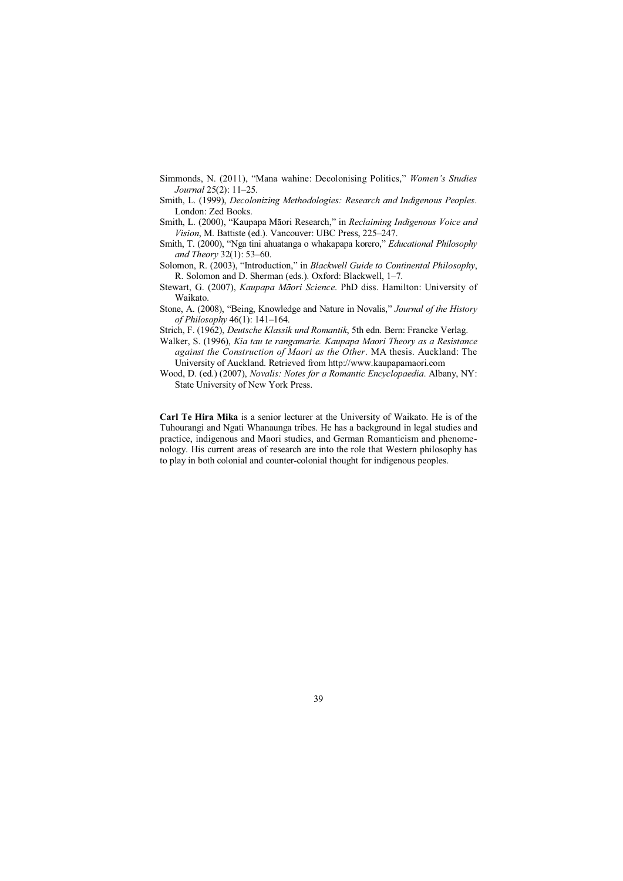Simmonds, N. (2011), "Mana wahine: Decolonising Politics," *Women's Studies Journal* 25(2): 11–25.

Smith, L. (1999), *Decolonizing Methodologies: Research and Indigenous Peoples*. London: Zed Books.

Smith, L. (2000), "Kaupapa Māori Research," in *Reclaiming Indigenous Voice and Vision*, M. Battiste (ed.). Vancouver: UBC Press, 225–247.

Smith, T. (2000), "Nga tini ahuatanga o whakapapa korero," *Educational Philosophy and Theory* 32(1): 53–60.

Solomon, R. (2003), "Introduction," in *Blackwell Guide to Continental Philosophy*, R. Solomon and D. Sherman (eds.). Oxford: Blackwell, 1–7.

Stewart, G. (2007), *Kaupapa Māori Science*. PhD diss. Hamilton: University of Waikato.

Stone, A. (2008), "Being, Knowledge and Nature in Novalis," *Journal of the History of Philosophy* 46(1): 141–164.

Strich, F. (1962), *Deutsche Klassik und Romantik*, 5th edn. Bern: Francke Verlag.

Walker, S. (1996), *Kia tau te rangamarie. Kaupapa Maori Theory as a Resistance against the Construction of Maori as the Other*. MA thesis. Auckland: The University of Auckland. Retrieved from http://www.kaupapamaori.com

Wood, D. (ed.) (2007), *Novalis: Notes for a Romantic Encyclopaedia*. Albany, NY: State University of New York Press.

**Carl Te Hira Mika** is a senior lecturer at the University of Waikato. He is of the Tuhourangi and Ngati Whanaunga tribes. He has a background in legal studies and practice, indigenous and Maori studies, and German Romanticism and phenomenology. His current areas of research are into the role that Western philosophy has to play in both colonial and counter-colonial thought for indigenous peoples.